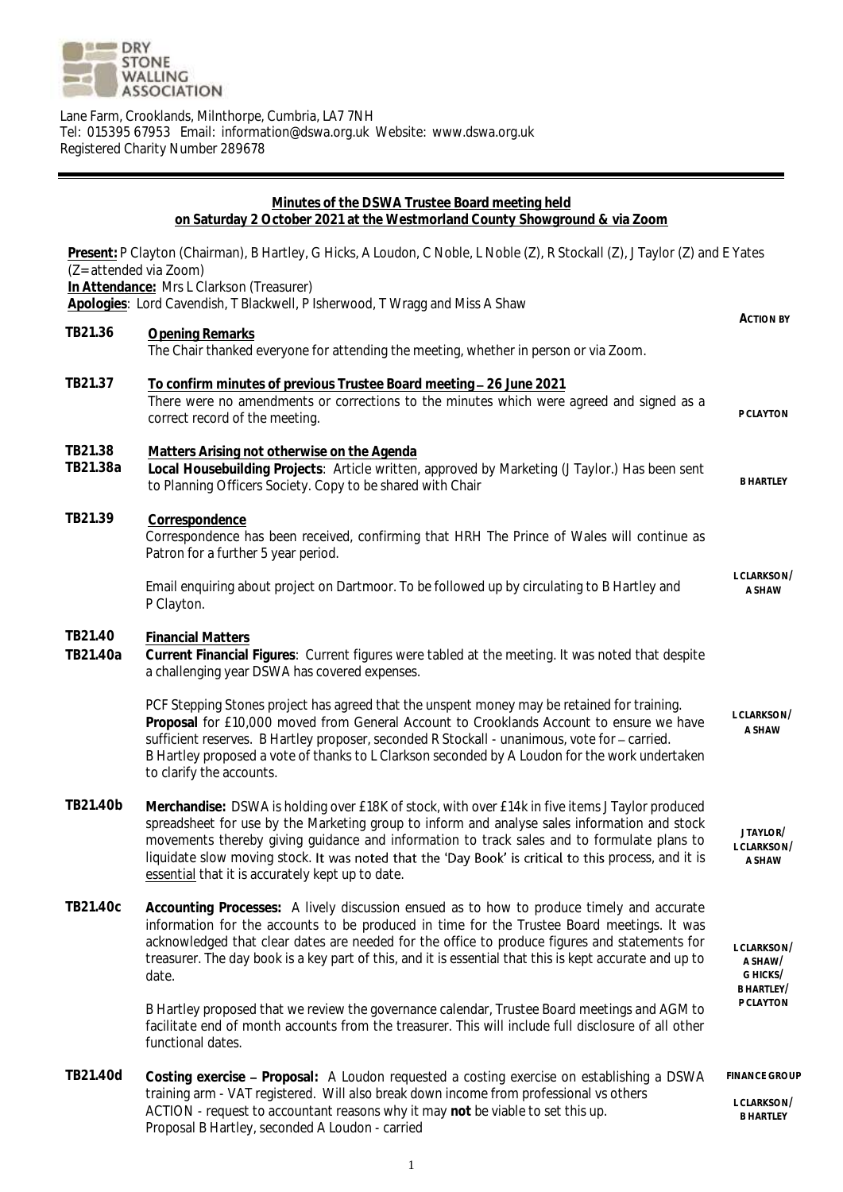DRY STONE WALLING ASSOCIATION

Lane Farm, Crooklands, Milnthorpe, Cumbria, LA7 7NH
Tel: 015395 67953 Email: information@dswa.org.uk Website: www.dswa.org.uk
Registered Charity Number 289678

## Minutes of the DSWA Trustee Board meeting held on Saturday 2 October 2021 at the Westmorland County Showground & via Zoom

**Present:** P Clayton (Chairman), B Hartley, G Hicks, A Loudon, C Noble, L Noble (Z), R Stockall (Z), J Taylor (Z) and E Yates (Z= attended via Zoom)
**In Attendance:** Mrs L Clarkson (Treasurer)
**Apologies**: Lord Cavendish, T Blackwell, P Isherwood, T Wragg and Miss A Shaw

| | | **ACTION BY** |
|---|---|---|
| **TB21.36** | **Opening Remarks**<br>The Chair thanked everyone for attending the meeting, whether in person or via Zoom. | |
| **TB21.37** | **To confirm minutes of previous Trustee Board meeting – 26 June 2021**<br>There were no amendments or corrections to the minutes which were agreed and signed as a correct record of the meeting. | P CLAYTON |
| **TB21.38** | **Matters Arising not otherwise on the Agenda** | |
| **TB21.38a** | **Local Housebuilding Projects**: Article written, approved by Marketing (J Taylor.) Has been sent to Planning Officers Society. Copy to be shared with Chair | B HARTLEY |
| **TB21.39** | **Correspondence**<br>Correspondence has been received, confirming that HRH The Prince of Wales will continue as Patron for a further 5 year period.<br><br>Email enquiring about project on Dartmoor. To be followed up by circulating to B Hartley and P Clayton. | L CLARKSON/ A SHAW |
| **TB21.40** | **Financial Matters** | |
| **TB21.40a** | **Current Financial Figures**: Current figures were tabled at the meeting. It was noted that despite a challenging year DSWA has covered expenses.<br><br>PCF Stepping Stones project has agreed that the unspent money may be retained for training. **Proposal** for £10,000 moved from General Account to Crooklands Account to ensure we have sufficient reserves. B Hartley proposer, seconded R Stockall - unanimous, vote for – carried. B Hartley proposed a vote of thanks to L Clarkson seconded by A Loudon for the work undertaken to clarify the accounts. | L CLARKSON/ A SHAW |
| **TB21.40b** | **Merchandise:** DSWA is holding over £18K of stock, with over £14k in five items J Taylor produced spreadsheet for use by the Marketing group to inform and analyse sales information and stock movements thereby giving guidance and information to track sales and to formulate plans to liquidate slow moving stock. It was noted that the 'Day Book' is critical to this process, and it is <u>essential</u> that it is accurately kept up to date. | J TAYLOR/ L CLARKSON/ A SHAW |
| **TB21.40c** | **Accounting Processes:** A lively discussion ensued as to how to produce timely and accurate information for the accounts to be produced in time for the Trustee Board meetings. It was acknowledged that clear dates are needed for the office to produce figures and statements for treasurer. The day book is a key part of this, and it is essential that this is kept accurate and up to date.<br><br>B Hartley proposed that we review the governance calendar, Trustee Board meetings and AGM to facilitate end of month accounts from the treasurer. This will include full disclosure of all other functional dates. | L CLARKSON/ A SHAW/ G HICKS/ B HARTLEY/ P CLAYTON |
| **TB21.40d** | **Costing exercise – Proposal:** A Loudon requested a costing exercise on establishing a DSWA training arm - VAT registered. Will also break down income from professional vs others<br>ACTION - request to accountant reasons why it may **not** be viable to set this up.<br>Proposal B Hartley, seconded A Loudon - carried | FINANCE GROUP<br><br>L CLARKSON/ B HARTLEY |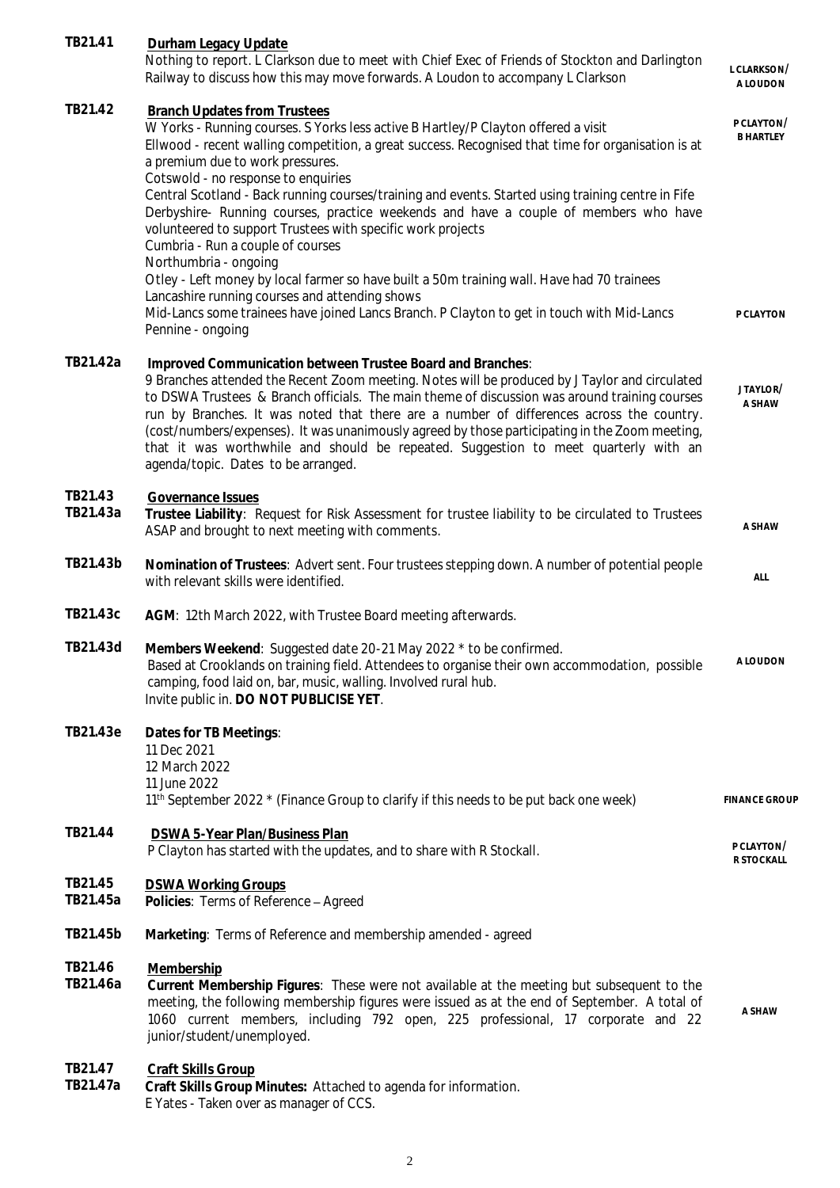| | | |
|---|---|---|
| **TB21.41** | **<u>Durham Legacy Update</u>**<br>Nothing to report. L Clarkson due to meet with Chief Exec of Friends of Stockton and Darlington Railway to discuss how this may move forwards. A Loudon to accompany L Clarkson | **L CLARKSON/ A LOUDON** |
| **TB21.42** | **<u>Branch Updates from Trustees</u>**<br>W Yorks - Running courses. S Yorks less active B Hartley/P Clayton offered a visit<br>Ellwood - recent walling competition, a great success. Recognised that time for organisation is at a premium due to work pressures.<br>Cotswold - no response to enquiries<br>Central Scotland - Back running courses/training and events. Started using training centre in Fife<br>Derbyshire- Running courses, practice weekends and have a couple of members who have volunteered to support Trustees with specific work projects<br>Cumbria - Run a couple of courses<br>Northumbria - ongoing<br>Otley - Left money by local farmer so have built a 50m training wall. Have had 70 trainees<br>Lancashire running courses and attending shows<br>Mid-Lancs some trainees have joined Lancs Branch. P Clayton to get in touch with Mid-Lancs<br>Pennine - ongoing | **P CLAYTON/ B HARTLEY**<br><br>**P CLAYTON** |
| **TB21.42a** | **Improved Communication between Trustee Board and Branches**:<br>9 Branches attended the Recent Zoom meeting. Notes will be produced by J Taylor and circulated to DSWA Trustees & Branch officials. The main theme of discussion was around training courses run by Branches. It was noted that there are a number of differences across the country. (cost/numbers/expenses). It was unanimously agreed by those participating in the Zoom meeting, that it was worthwhile and should be repeated. Suggestion to meet quarterly with an agenda/topic. Dates to be arranged. | **J TAYLOR/ A SHAW** |
| **TB21.43** | **<u>Governance Issues</u>** | |
| **TB21.43a** | **Trustee Liability**: Request for Risk Assessment for trustee liability to be circulated to Trustees ASAP and brought to next meeting with comments. | **A SHAW** |
| **TB21.43b** | **Nomination of Trustees**: Advert sent. Four trustees stepping down. A number of potential people with relevant skills were identified. | **ALL** |
| **TB21.43c** | **AGM**: 12th March 2022, with Trustee Board meeting afterwards. | |
| **TB21.43d** | **Members Weekend**: Suggested date 20-21 May 2022 * to be confirmed.<br>Based at Crooklands on training field. Attendees to organise their own accommodation, possible camping, food laid on, bar, music, walling. Involved rural hub.<br>Invite public in. **DO NOT PUBLICISE YET**. | **A LOUDON** |
| **TB21.43e** | **Dates for TB Meetings**:<br>11 Dec 2021<br>12 March 2022<br>11 June 2022<br>11th September 2022 * (Finance Group to clarify if this needs to be put back one week) | **FINANCE GROUP** |
| **TB21.44** | **<u>DSWA 5-Year Plan/Business Plan</u>**<br>P Clayton has started with the updates, and to share with R Stockall. | **P CLAYTON/ R STOCKALL** |
| **TB21.45** | **<u>DSWA Working Groups</u>** | |
| **TB21.45a** | **Policies**: Terms of Reference – Agreed | |
| **TB21.45b** | **Marketing**: Terms of Reference and membership amended - agreed | |
| **TB21.46** | **<u>Membership</u>** | |
| **TB21.46a** | **Current Membership Figures**: These were not available at the meeting but subsequent to the meeting, the following membership figures were issued as at the end of September. A total of 1060 current members, including 792 open, 225 professional, 17 corporate and 22 junior/student/unemployed. | **A SHAW** |
| **TB21.47** | **<u>Craft Skills Group</u>** | |
| **TB21.47a** | **Craft Skills Group Minutes:** Attached to agenda for information.<br>E Yates - Taken over as manager of CCS. | |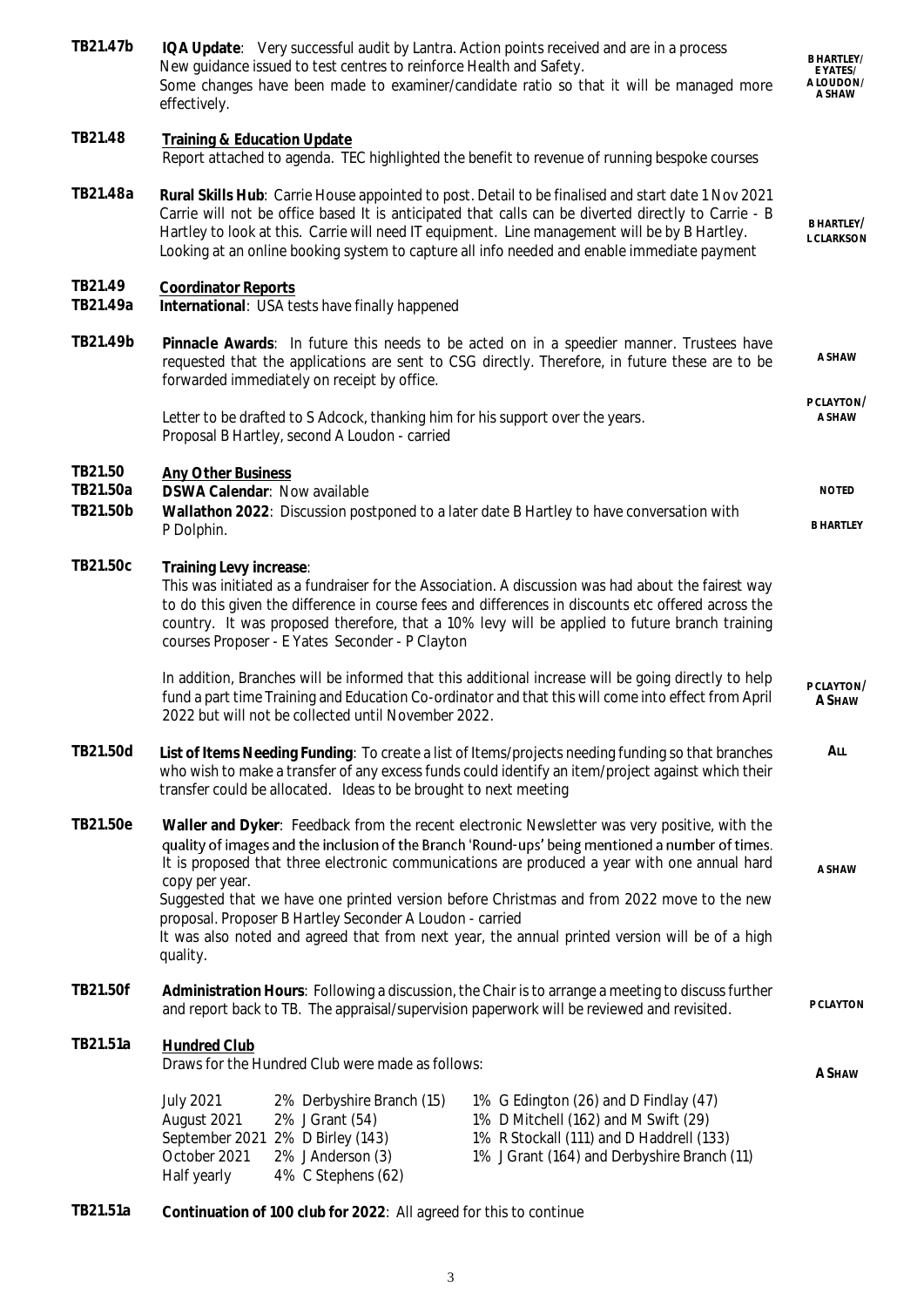| Ref | Item | Action |
|---|---|---|
| TB21.47b | **IQA Update**: Very successful audit by Lantra. Action points received and are in a process New guidance issued to test centres to reinforce Health and Safety. Some changes have been made to examiner/candidate ratio so that it will be managed more effectively. | B HARTLEY/ E YATES/ A LOUDON/ A SHAW |
| TB21.48 | **Training & Education Update** Report attached to agenda. TEC highlighted the benefit to revenue of running bespoke courses | |
| TB21.48a | **Rural Skills Hub**: Carrie House appointed to post. Detail to be finalised and start date 1 Nov 2021 Carrie will not be office based It is anticipated that calls can be diverted directly to Carrie - B Hartley to look at this. Carrie will need IT equipment. Line management will be by B Hartley. Looking at an online booking system to capture all info needed and enable immediate payment | B HARTLEY/ L CLARKSON |
| TB21.49 | **Coordinator Reports** | |
| TB21.49a | **International**: USA tests have finally happened | |
| TB21.49b | **Pinnacle Awards**: In future this needs to be acted on in a speedier manner. Trustees have requested that the applications are sent to CSG directly. Therefore, in future these are to be forwarded immediately on receipt by office. | A SHAW |
| | Letter to be drafted to S Adcock, thanking him for his support over the years. Proposal B Hartley, second A Loudon - carried | P CLAYTON/ A SHAW |
| TB21.50 | **Any Other Business** | |
| TB21.50a | **DSWA Calendar**: Now available | NOTED |
| TB21.50b | **Wallathon 2022**: Discussion postponed to a later date B Hartley to have conversation with P Dolphin. | B HARTLEY |
| TB21.50c | **Training Levy increase**: This was initiated as a fundraiser for the Association. A discussion was had about the fairest way to do this given the difference in course fees and differences in discounts etc offered across the country. It was proposed therefore, that a 10% levy will be applied to future branch training courses Proposer - E Yates Seconder - P Clayton | |
| | In addition, Branches will be informed that this additional increase will be going directly to help fund a part time Training and Education Co-ordinator and that this will come into effect from April 2022 but will not be collected until November 2022. | P CLAYTON/ A SHAW |
| TB21.50d | **List of Items Needing Funding**: To create a list of Items/projects needing funding so that branches who wish to make a transfer of any excess funds could identify an item/project against which their transfer could be allocated. Ideas to be brought to next meeting | ALL |
| TB21.50e | **Waller and Dyker**: Feedback from the recent electronic Newsletter was very positive, with the quality of images and the inclusion of the Branch 'Round-ups' being mentioned a number of times. It is proposed that three electronic communications are produced a year with one annual hard copy per year. Suggested that we have one printed version before Christmas and from 2022 move to the new proposal. Proposer B Hartley Seconder A Loudon - carried It was also noted and agreed that from next year, the annual printed version will be of a high quality. | A SHAW |
| TB21.50f | **Administration Hours**: Following a discussion, the Chair is to arrange a meeting to discuss further and report back to TB. The appraisal/supervision paperwork will be reviewed and revisited. | P CLAYTON |
| TB21.51a | **Hundred Club** Draws for the Hundred Club were made as follows: | A SHAW |

| Month | Draw | Draws |
|---|---|---|
| July 2021 | 2% Derbyshire Branch (15) | 1% G Edington (26) and D Findlay (47) |
| August 2021 | 2% J Grant (54) | 1% D Mitchell (162) and M Swift (29) |
| September 2021 | 2% D Birley (143) | 1% R Stockall (111) and D Haddrell (133) |
| October 2021 | 2% J Anderson (3) | 1% J Grant (164) and Derbyshire Branch (11) |
| Half yearly | 4% C Stephens (62) | |

**TB21.51a** **Continuation of 100 club for 2022**: All agreed for this to continue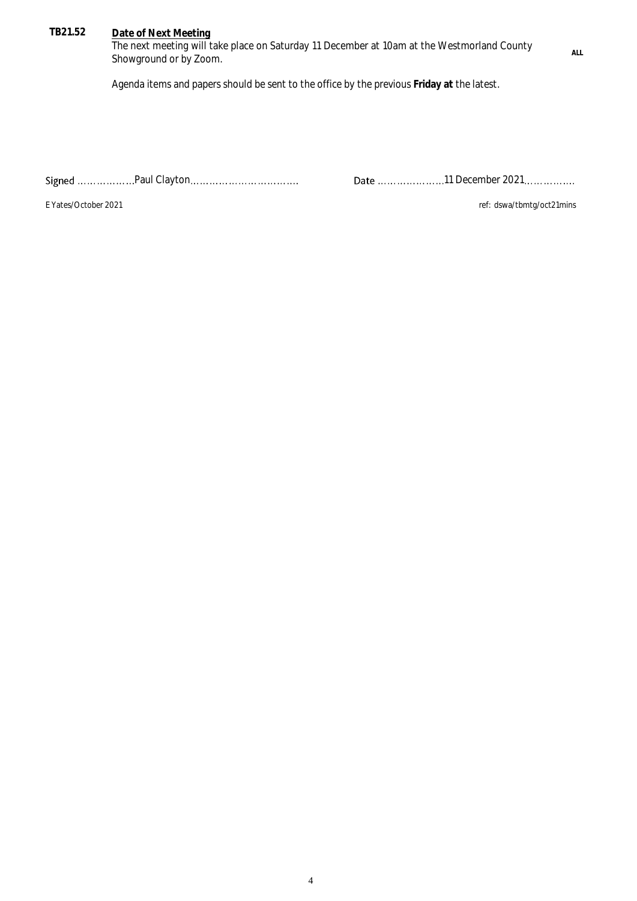**TB21.52** **Date of Next Meeting**

The next meeting will take place on Saturday 11 December at 10am at the Westmorland County Showground or by Zoom. **ALL**

Agenda items and papers should be sent to the office by the previous **Friday at** the latest.

Signed ………………Paul Clayton…………………………… Date …………………11 December 2021…………….

E Yates/October 2021 ref: dswa/tbmtg/oct21mins